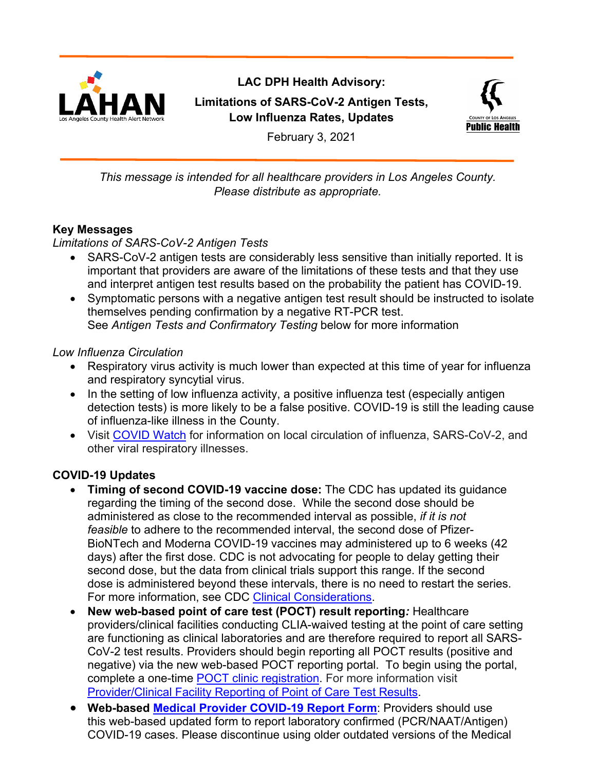# LAC DPH Health Advisory:

## Limitations of SARS-CoV-2 Antigen Tests, Low Influenza Rates, Updates

February 3, 2021

*This message is intended for all healthcare providers in Los Angeles County. Please distribute as appropriate.*

**Key Messages**

*Limitations of SARS-CoV-2 Antigen Tests*

- SARS-CoV-2 antigen tests are considerably less sensitive than initially reported. It is important that providers are aware of the limitations of these tests and that they use and interpret antigen test results based on the probability the patient has COVID-19.
- Symptomatic persons with a negative antigen test result should be instructed to isolate themselves pending confirmation by a negative RT-PCR test.
  See *Antigen Tests and Confirmatory Testing* below for more information

*Low Influenza Circulation*

- Respiratory virus activity is much lower than expected at this time of year for influenza and respiratory syncytial virus.
- In the setting of low influenza activity, a positive influenza test (especially antigen detection tests) is more likely to be a false positive. COVID-19 is still the leading cause of influenza-like illness in the County.
- Visit [COVID Watch](COVID Watch) for information on local circulation of influenza, SARS-CoV-2, and other viral respiratory illnesses.

**COVID-19 Updates**

- **Timing of second COVID-19 vaccine dose:** The CDC has updated its guidance regarding the timing of the second dose. While the second dose should be administered as close to the recommended interval as possible, *if it is not feasible* to adhere to the recommended interval, the second dose of Pfizer-BioNTech and Moderna COVID-19 vaccines may administered up to 6 weeks (42 days) after the first dose. CDC is not advocating for people to delay getting their second dose, but the data from clinical trials support this range. If the second dose is administered beyond these intervals, there is no need to restart the series. For more information, see CDC Clinical Considerations.
- **New web-based point of care test (POCT) result reporting***:* Healthcare providers/clinical facilities conducting CLIA-waived testing at the point of care setting are functioning as clinical laboratories and are therefore required to report all SARS-CoV-2 test results. Providers should begin reporting all POCT results (positive and negative) via the new web-based POCT reporting portal. To begin using the portal, complete a one-time POCT clinic registration. For more information visit Provider/Clinical Facility Reporting of Point of Care Test Results.
- **Web-based Medical Provider COVID-19 Report Form**: Providers should use this web-based updated form to report laboratory confirmed (PCR/NAAT/Antigen) COVID-19 cases. Please discontinue using older outdated versions of the Medical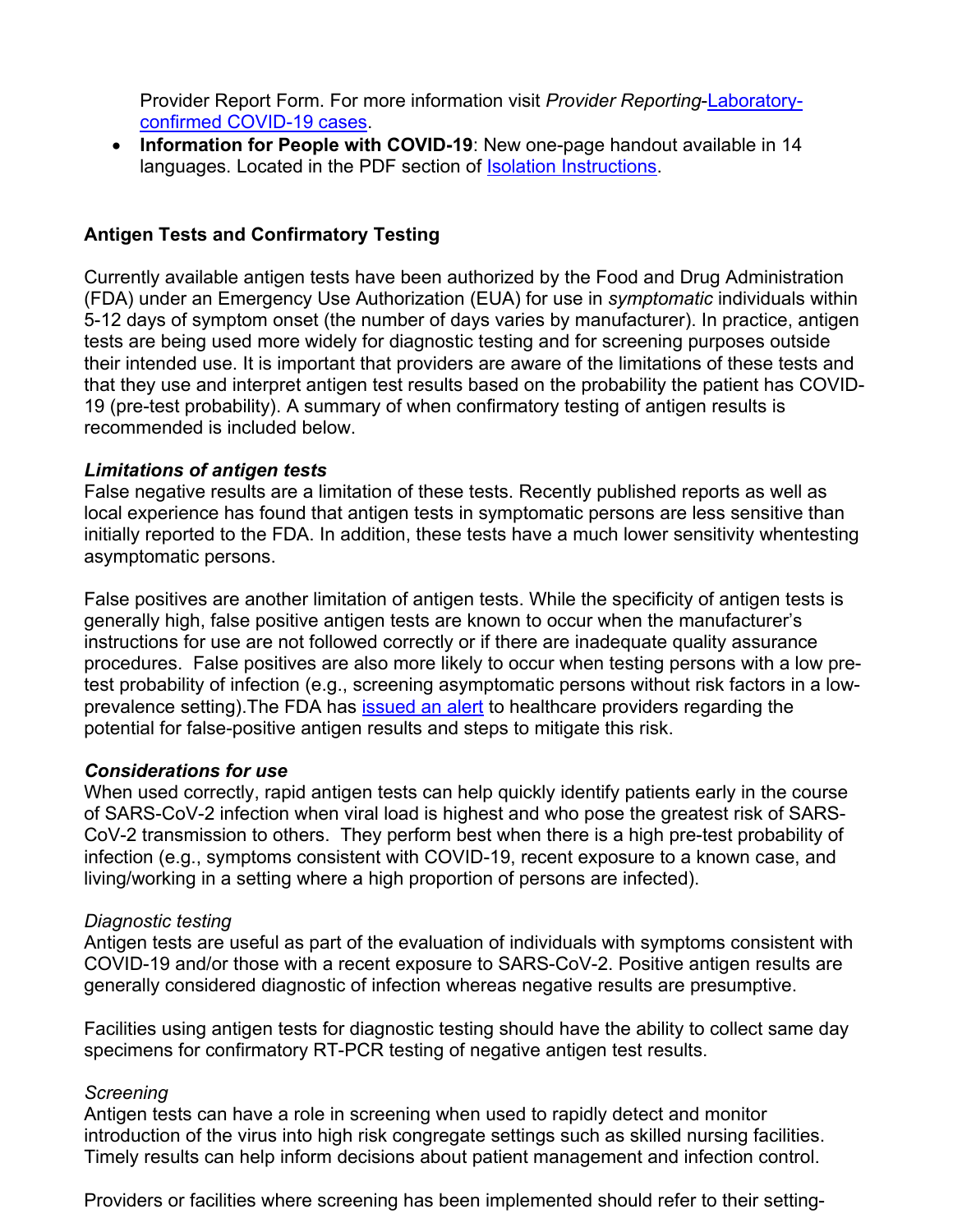Provider Report Form. For more information visit *Provider Reporting*-[Laboratory-confirmed COVID-19 cases](#).

- **Information for People with COVID-19**: New one-page handout available in 14 languages. Located in the PDF section of [Isolation Instructions](#).

## Antigen Tests and Confirmatory Testing

Currently available antigen tests have been authorized by the Food and Drug Administration (FDA) under an Emergency Use Authorization (EUA) for use in *symptomatic* individuals within 5-12 days of symptom onset (the number of days varies by manufacturer). In practice, antigen tests are being used more widely for diagnostic testing and for screening purposes outside their intended use. It is important that providers are aware of the limitations of these tests and that they use and interpret antigen test results based on the probability the patient has COVID-19 (pre-test probability). A summary of when confirmatory testing of antigen results is recommended is included below.

### *Limitations of antigen tests*

False negative results are a limitation of these tests. Recently published reports as well as local experience has found that antigen tests in symptomatic persons are less sensitive than initially reported to the FDA. In addition, these tests have a much lower sensitivity whentesting asymptomatic persons.

False positives are another limitation of antigen tests. While the specificity of antigen tests is generally high, false positive antigen tests are known to occur when the manufacturer's instructions for use are not followed correctly or if there are inadequate quality assurance procedures. False positives are also more likely to occur when testing persons with a low pre-test probability of infection (e.g., screening asymptomatic persons without risk factors in a low-prevalence setting).The FDA has [issued an alert](#) to healthcare providers regarding the potential for false-positive antigen results and steps to mitigate this risk.

### *Considerations for use*

When used correctly, rapid antigen tests can help quickly identify patients early in the course of SARS-CoV-2 infection when viral load is highest and who pose the greatest risk of SARS-CoV-2 transmission to others. They perform best when there is a high pre-test probability of infection (e.g., symptoms consistent with COVID-19, recent exposure to a known case, and living/working in a setting where a high proportion of persons are infected).

*Diagnostic testing*

Antigen tests are useful as part of the evaluation of individuals with symptoms consistent with COVID-19 and/or those with a recent exposure to SARS-CoV-2. Positive antigen results are generally considered diagnostic of infection whereas negative results are presumptive.

Facilities using antigen tests for diagnostic testing should have the ability to collect same day specimens for confirmatory RT-PCR testing of negative antigen test results.

*Screening*

Antigen tests can have a role in screening when used to rapidly detect and monitor introduction of the virus into high risk congregate settings such as skilled nursing facilities. Timely results can help inform decisions about patient management and infection control.

Providers or facilities where screening has been implemented should refer to their setting-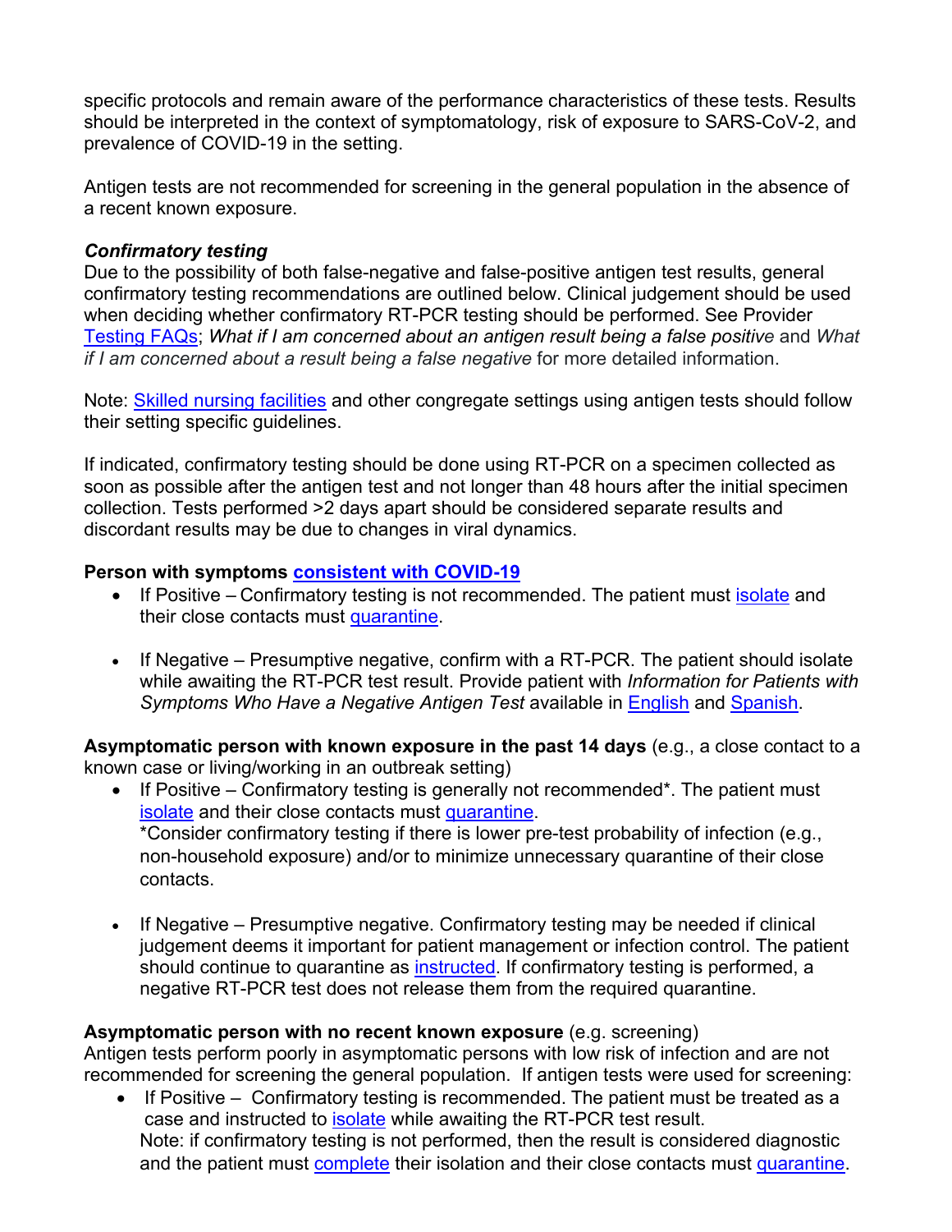specific protocols and remain aware of the performance characteristics of these tests. Results should be interpreted in the context of symptomatology, risk of exposure to SARS-CoV-2, and prevalence of COVID-19 in the setting.

Antigen tests are not recommended for screening in the general population in the absence of a recent known exposure.

***Confirmatory testing***

Due to the possibility of both false-negative and false-positive antigen test results, general confirmatory testing recommendations are outlined below. Clinical judgement should be used when deciding whether confirmatory RT-PCR testing should be performed. See Provider Testing FAQs; *What if I am concerned about an antigen result being a false positive* and *What if I am concerned about a result being a false negative* for more detailed information.

Note: Skilled nursing facilities and other congregate settings using antigen tests should follow their setting specific guidelines.

If indicated, confirmatory testing should be done using RT-PCR on a specimen collected as soon as possible after the antigen test and not longer than 48 hours after the initial specimen collection. Tests performed >2 days apart should be considered separate results and discordant results may be due to changes in viral dynamics.

**Person with symptoms consistent with COVID-19**

- If Positive – Confirmatory testing is not recommended. The patient must isolate and their close contacts must quarantine.
- If Negative – Presumptive negative, confirm with a RT-PCR. The patient should isolate while awaiting the RT-PCR test result. Provide patient with *Information for Patients with Symptoms Who Have a Negative Antigen Test* available in English and Spanish.

**Asymptomatic person with known exposure in the past 14 days** (e.g., a close contact to a known case or living/working in an outbreak setting)

- If Positive – Confirmatory testing is generally not recommended*. The patient must isolate and their close contacts must quarantine.
  *Consider confirmatory testing if there is lower pre-test probability of infection (e.g., non-household exposure) and/or to minimize unnecessary quarantine of their close contacts.
- If Negative – Presumptive negative. Confirmatory testing may be needed if clinical judgement deems it important for patient management or infection control. The patient should continue to quarantine as instructed. If confirmatory testing is performed, a negative RT-PCR test does not release them from the required quarantine.

**Asymptomatic person with no recent known exposure** (e.g. screening)

Antigen tests perform poorly in asymptomatic persons with low risk of infection and are not recommended for screening the general population. If antigen tests were used for screening:

- If Positive – Confirmatory testing is recommended. The patient must be treated as a case and instructed to isolate while awaiting the RT-PCR test result.
  Note: if confirmatory testing is not performed, then the result is considered diagnostic and the patient must complete their isolation and their close contacts must quarantine.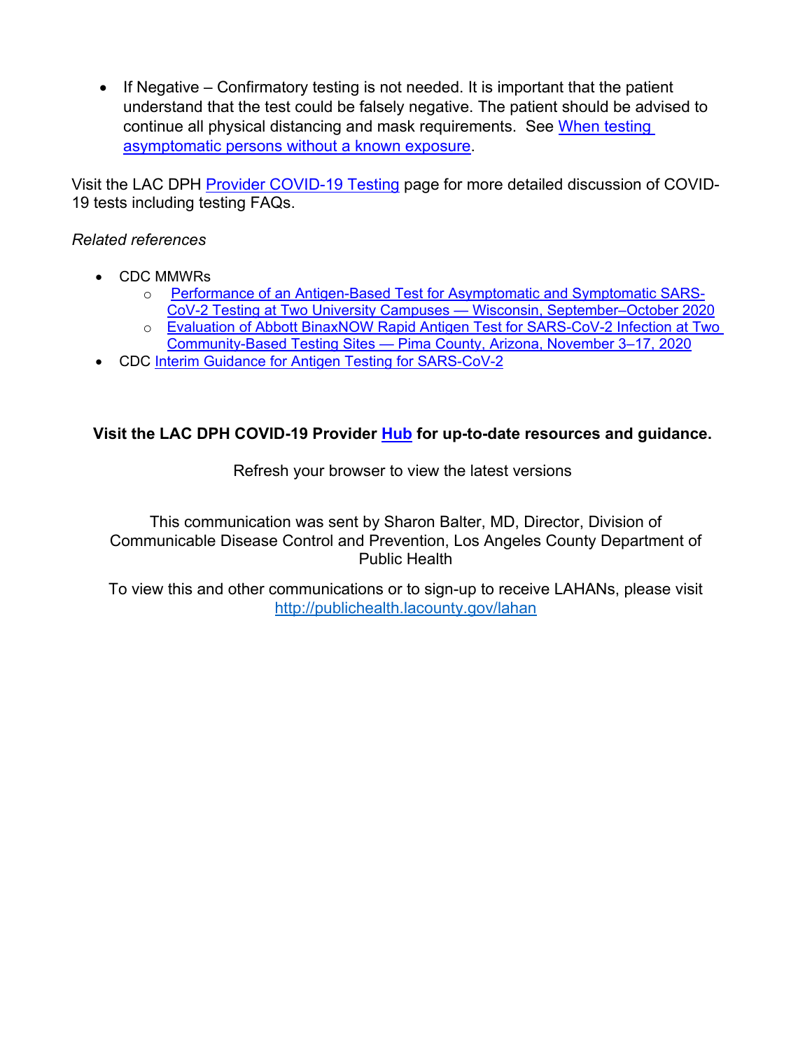- If Negative – Confirmatory testing is not needed. It is important that the patient understand that the test could be falsely negative. The patient should be advised to continue all physical distancing and mask requirements. See When testing asymptomatic persons without a known exposure.

Visit the LAC DPH Provider COVID-19 Testing page for more detailed discussion of COVID-19 tests including testing FAQs.

*Related references*

- CDC MMWRs
  - Performance of an Antigen-Based Test for Asymptomatic and Symptomatic SARS-CoV-2 Testing at Two University Campuses — Wisconsin, September–October 2020
  - Evaluation of Abbott BinaxNOW Rapid Antigen Test for SARS-CoV-2 Infection at Two Community-Based Testing Sites — Pima County, Arizona, November 3–17, 2020
- CDC Interim Guidance for Antigen Testing for SARS-CoV-2

**Visit the LAC DPH COVID-19 Provider Hub for up-to-date resources and guidance.**

Refresh your browser to view the latest versions

This communication was sent by Sharon Balter, MD, Director, Division of Communicable Disease Control and Prevention, Los Angeles County Department of Public Health

To view this and other communications or to sign-up to receive LAHANs, please visit http://publichealth.lacounty.gov/lahan